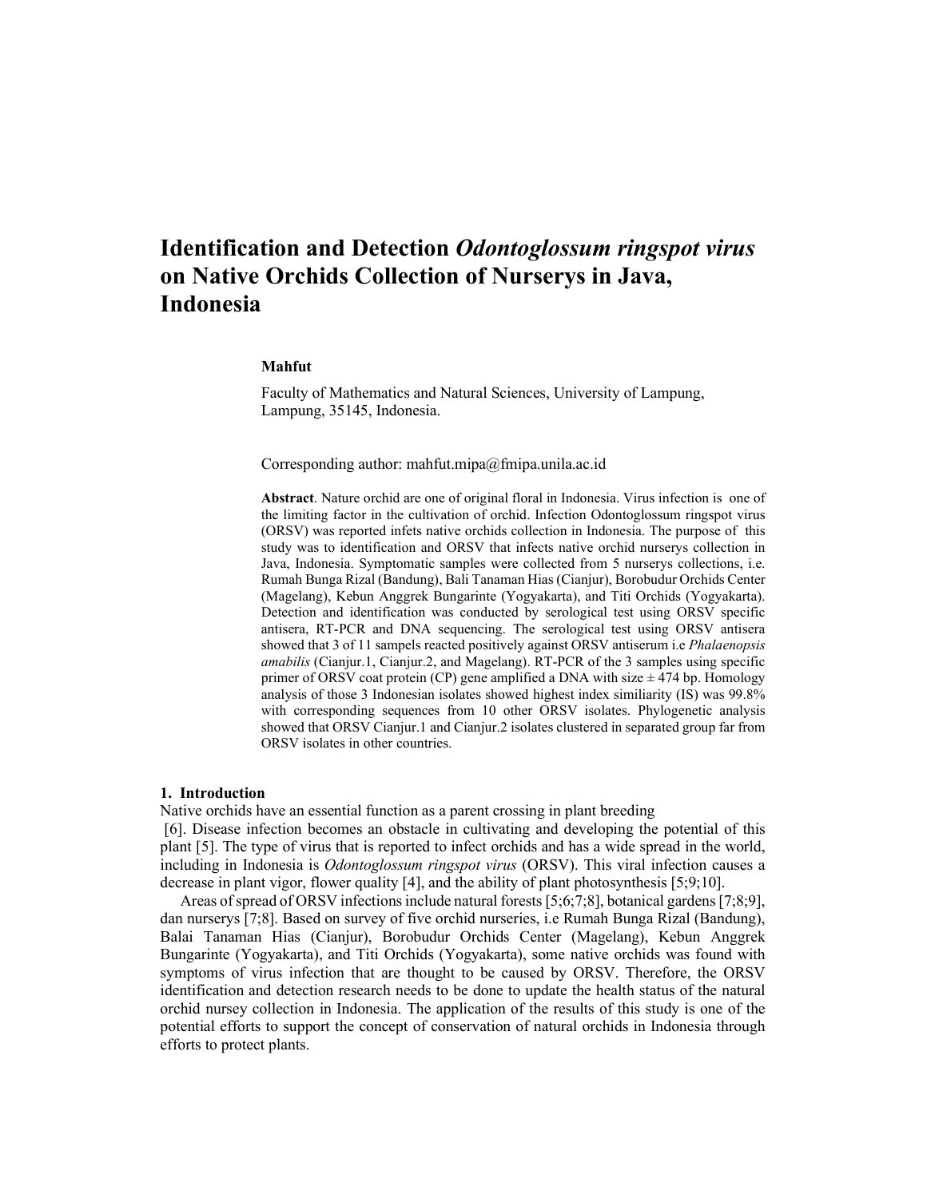# Identification and Detection *Odontoglossum ringspot virus* on Native Orchids Collection of Nurserys in Java, Indonesia

**Mahfut**

Faculty of Mathematics and Natural Sciences, University of Lampung, Lampung, 35145, Indonesia.

Corresponding author: mahfut.mipa@fmipa.unila.ac.id

**Abstract**. Nature orchid are one of original floral in Indonesia. Virus infection is one of the limiting factor in the cultivation of orchid. Infection Odontoglossum ringspot virus (ORSV) was reported infets native orchids collection in Indonesia. The purpose of this study was to identification and ORSV that infects native orchid nurserys collection in Java, Indonesia. Symptomatic samples were collected from 5 nurserys collections, i.e. Rumah Bunga Rizal (Bandung), Bali Tanaman Hias (Cianjur), Borobudur Orchids Center (Magelang), Kebun Anggrek Bungarinte (Yogyakarta), and Titi Orchids (Yogyakarta). Detection and identification was conducted by serological test using ORSV specific antisera, RT-PCR and DNA sequencing. The serological test using ORSV antisera showed that 3 of 11 sampels reacted positively against ORSV antiserum i.e *Phalaenopsis amabilis* (Cianjur.1, Cianjur.2, and Magelang). RT-PCR of the 3 samples using specific primer of ORSV coat protein (CP) gene amplified a DNA with size ± 474 bp. Homology analysis of those 3 Indonesian isolates showed highest index similiarity (IS) was 99.8% with corresponding sequences from 10 other ORSV isolates. Phylogenetic analysis showed that ORSV Cianjur.1 and Cianjur.2 isolates clustered in separated group far from ORSV isolates in other countries.

## 1. Introduction

Native orchids have an essential function as a parent crossing in plant breeding [6]. Disease infection becomes an obstacle in cultivating and developing the potential of this plant [5]. The type of virus that is reported to infect orchids and has a wide spread in the world, including in Indonesia is *Odontoglossum ringspot virus* (ORSV). This viral infection causes a decrease in plant vigor, flower quality [4], and the ability of plant photosynthesis [5;9;10].

Areas of spread of ORSV infections include natural forests [5;6;7;8], botanical gardens [7;8;9], dan nurserys [7;8]. Based on survey of five orchid nurseries, i.e Rumah Bunga Rizal (Bandung), Balai Tanaman Hias (Cianjur), Borobudur Orchids Center (Magelang), Kebun Anggrek Bungarinte (Yogyakarta), and Titi Orchids (Yogyakarta), some native orchids was found with symptoms of virus infection that are thought to be caused by ORSV. Therefore, the ORSV identification and detection research needs to be done to update the health status of the natural orchid nursey collection in Indonesia. The application of the results of this study is one of the potential efforts to support the concept of conservation of natural orchids in Indonesia through efforts to protect plants.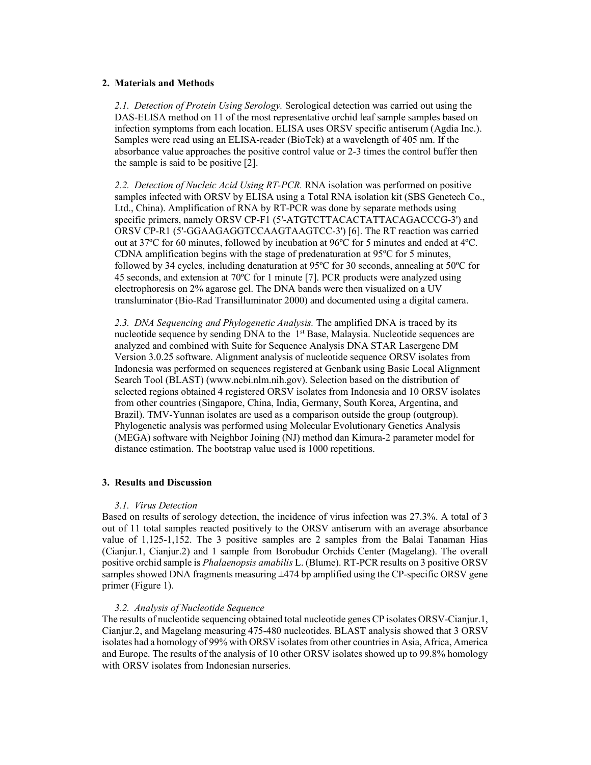## 2. Materials and Methods

*2.1. Detection of Protein Using Serology.* Serological detection was carried out using the DAS-ELISA method on 11 of the most representative orchid leaf sample samples based on infection symptoms from each location. ELISA uses ORSV specific antiserum (Agdia Inc.). Samples were read using an ELISA-reader (BioTek) at a wavelength of 405 nm. If the absorbance value approaches the positive control value or 2-3 times the control buffer then the sample is said to be positive [2].

*2.2. Detection of Nucleic Acid Using RT-PCR.* RNA isolation was performed on positive samples infected with ORSV by ELISA using a Total RNA isolation kit (SBS Genetech Co., Ltd., China). Amplification of RNA by RT-PCR was done by separate methods using specific primers, namely ORSV CP-F1 (5'-ATGTCTTACACTATTACAGACCCG-3') and ORSV CP-R1 (5'-GGAAGAGGTCCAAGTAAGTCC-3') [6]. The RT reaction was carried out at 37ºC for 60 minutes, followed by incubation at 96ºC for 5 minutes and ended at 4ºC. CDNA amplification begins with the stage of predenaturation at 95ºC for 5 minutes, followed by 34 cycles, including denaturation at 95ºC for 30 seconds, annealing at 50ºC for 45 seconds, and extension at 70ºC for 1 minute [7]. PCR products were analyzed using electrophoresis on 2% agarose gel. The DNA bands were then visualized on a UV transluminator (Bio-Rad Transilluminator 2000) and documented using a digital camera.

*2.3. DNA Sequencing and Phylogenetic Analysis.* The amplified DNA is traced by its nucleotide sequence by sending DNA to the 1st Base, Malaysia. Nucleotide sequences are analyzed and combined with Suite for Sequence Analysis DNA STAR Lasergene DM Version 3.0.25 software. Alignment analysis of nucleotide sequence ORSV isolates from Indonesia was performed on sequences registered at Genbank using Basic Local Alignment Search Tool (BLAST) (www.ncbi.nlm.nih.gov). Selection based on the distribution of selected regions obtained 4 registered ORSV isolates from Indonesia and 10 ORSV isolates from other countries (Singapore, China, India, Germany, South Korea, Argentina, and Brazil). TMV-Yunnan isolates are used as a comparison outside the group (outgroup). Phylogenetic analysis was performed using Molecular Evolutionary Genetics Analysis (MEGA) software with Neighbor Joining (NJ) method dan Kimura-2 parameter model for distance estimation. The bootstrap value used is 1000 repetitions.

## 3. Results and Discussion

*3.1. Virus Detection*

Based on results of serology detection, the incidence of virus infection was 27.3%. A total of 3 out of 11 total samples reacted positively to the ORSV antiserum with an average absorbance value of 1,125-1,152. The 3 positive samples are 2 samples from the Balai Tanaman Hias (Cianjur.1, Cianjur.2) and 1 sample from Borobudur Orchids Center (Magelang). The overall positive orchid sample is *Phalaenopsis amabilis* L. (Blume). RT-PCR results on 3 positive ORSV samples showed DNA fragments measuring ±474 bp amplified using the CP-specific ORSV gene primer (Figure 1).

*3.2. Analysis of Nucleotide Sequence*

The results of nucleotide sequencing obtained total nucleotide genes CP isolates ORSV-Cianjur.1, Cianjur.2, and Magelang measuring 475-480 nucleotides. BLAST analysis showed that 3 ORSV isolates had a homology of 99% with ORSV isolates from other countries in Asia, Africa, America and Europe. The results of the analysis of 10 other ORSV isolates showed up to 99.8% homology with ORSV isolates from Indonesian nurseries.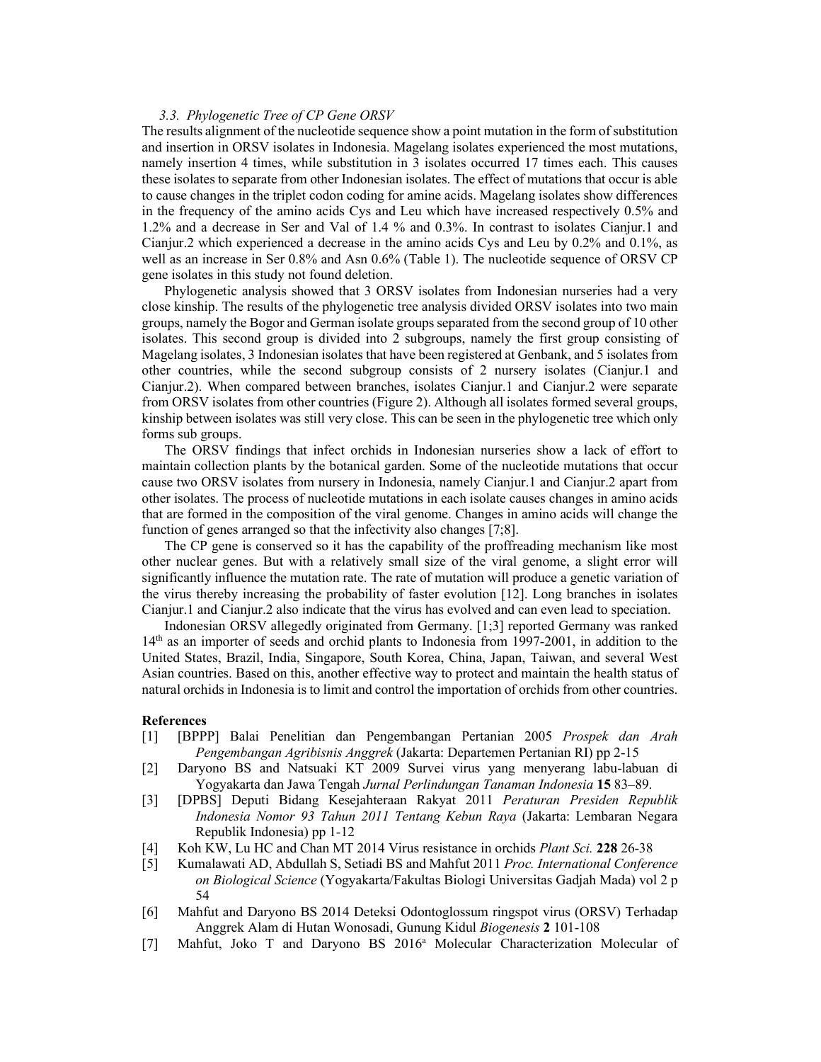### *3.3. Phylogenetic Tree of CP Gene ORSV*

The results alignment of the nucleotide sequence show a point mutation in the form of substitution and insertion in ORSV isolates in Indonesia. Magelang isolates experienced the most mutations, namely insertion 4 times, while substitution in 3 isolates occurred 17 times each. This causes these isolates to separate from other Indonesian isolates. The effect of mutations that occur is able to cause changes in the triplet codon coding for amine acids. Magelang isolates show differences in the frequency of the amino acids Cys and Leu which have increased respectively 0.5% and 1.2% and a decrease in Ser and Val of 1.4 % and 0.3%. In contrast to isolates Cianjur.1 and Cianjur.2 which experienced a decrease in the amino acids Cys and Leu by 0.2% and 0.1%, as well as an increase in Ser 0.8% and Asn 0.6% (Table 1). The nucleotide sequence of ORSV CP gene isolates in this study not found deletion.

Phylogenetic analysis showed that 3 ORSV isolates from Indonesian nurseries had a very close kinship. The results of the phylogenetic tree analysis divided ORSV isolates into two main groups, namely the Bogor and German isolate groups separated from the second group of 10 other isolates. This second group is divided into 2 subgroups, namely the first group consisting of Magelang isolates, 3 Indonesian isolates that have been registered at Genbank, and 5 isolates from other countries, while the second subgroup consists of 2 nursery isolates (Cianjur.1 and Cianjur.2). When compared between branches, isolates Cianjur.1 and Cianjur.2 were separate from ORSV isolates from other countries (Figure 2). Although all isolates formed several groups, kinship between isolates was still very close. This can be seen in the phylogenetic tree which only forms sub groups.

The ORSV findings that infect orchids in Indonesian nurseries show a lack of effort to maintain collection plants by the botanical garden. Some of the nucleotide mutations that occur cause two ORSV isolates from nursery in Indonesia, namely Cianjur.1 and Cianjur.2 apart from other isolates. The process of nucleotide mutations in each isolate causes changes in amino acids that are formed in the composition of the viral genome. Changes in amino acids will change the function of genes arranged so that the infectivity also changes [7;8].

The CP gene is conserved so it has the capability of the proffreading mechanism like most other nuclear genes. But with a relatively small size of the viral genome, a slight error will significantly influence the mutation rate. The rate of mutation will produce a genetic variation of the virus thereby increasing the probability of faster evolution [12]. Long branches in isolates Cianjur.1 and Cianjur.2 also indicate that the virus has evolved and can even lead to speciation.

Indonesian ORSV allegedly originated from Germany. [1;3] reported Germany was ranked 14th as an importer of seeds and orchid plants to Indonesia from 1997-2001, in addition to the United States, Brazil, India, Singapore, South Korea, China, Japan, Taiwan, and several West Asian countries. Based on this, another effective way to protect and maintain the health status of natural orchids in Indonesia is to limit and control the importation of orchids from other countries.

**References**

[1] [BPPP] Balai Penelitian dan Pengembangan Pertanian 2005 *Prospek dan Arah Pengembangan Agribisnis Anggrek* (Jakarta: Departemen Pertanian RI) pp 2-15

[2] Daryono BS and Natsuaki KT 2009 Survei virus yang menyerang labu-labuan di Yogyakarta dan Jawa Tengah *Jurnal Perlindungan Tanaman Indonesia* **15** 83–89.

[3] [DPBS] Deputi Bidang Kesejahteraan Rakyat 2011 *Peraturan Presiden Republik Indonesia Nomor 93 Tahun 2011 Tentang Kebun Raya* (Jakarta: Lembaran Negara Republik Indonesia) pp 1-12

[4] Koh KW, Lu HC and Chan MT 2014 Virus resistance in orchids *Plant Sci.* **228** 26-38

[5] Kumalawati AD, Abdullah S, Setiadi BS and Mahfut 2011 *Proc. International Conference on Biological Science* (Yogyakarta/Fakultas Biologi Universitas Gadjah Mada) vol 2 p 54

[6] Mahfut and Daryono BS 2014 Deteksi Odontoglossum ringspot virus (ORSV) Terhadap Anggrek Alam di Hutan Wonosadi, Gunung Kidul *Biogenesis* **2** 101-108

[7] Mahfut, Joko T and Daryono BS 2016[a] Molecular Characterization Molecular of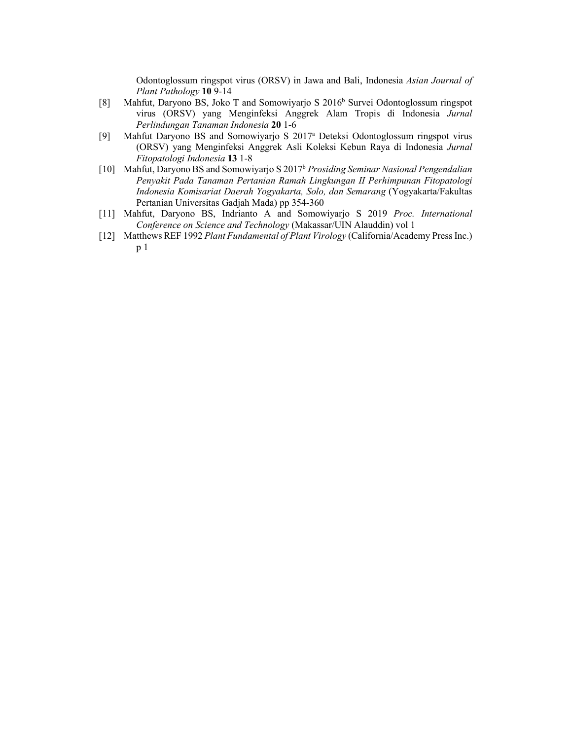Odontoglossum ringspot virus (ORSV) in Jawa and Bali, Indonesia *Asian Journal of Plant Pathology* **10** 9-14

[8] Mahfut, Daryono BS, Joko T and Somowiyarjo S 2016[b] Survei Odontoglossum ringspot virus (ORSV) yang Menginfeksi Anggrek Alam Tropis di Indonesia *Jurnal Perlindungan Tanaman Indonesia* **20** 1-6

[9] Mahfut Daryono BS and Somowiyarjo S 2017[a] Deteksi Odontoglossum ringspot virus (ORSV) yang Menginfeksi Anggrek Asli Koleksi Kebun Raya di Indonesia *Jurnal Fitopatologi Indonesia* **13** 1-8

[10] Mahfut, Daryono BS and Somowiyarjo S 2017[b] *Prosiding Seminar Nasional Pengendalian Penyakit Pada Tanaman Pertanian Ramah Lingkungan II Perhimpunan Fitopatologi Indonesia Komisariat Daerah Yogyakarta, Solo, dan Semarang* (Yogyakarta/Fakultas Pertanian Universitas Gadjah Mada) pp 354-360

[11] Mahfut, Daryono BS, Indrianto A and Somowiyarjo S 2019 *Proc. International Conference on Science and Technology* (Makassar/UIN Alauddin) vol 1

[12] Matthews REF 1992 *Plant Fundamental of Plant Virology* (California/Academy Press Inc.) p 1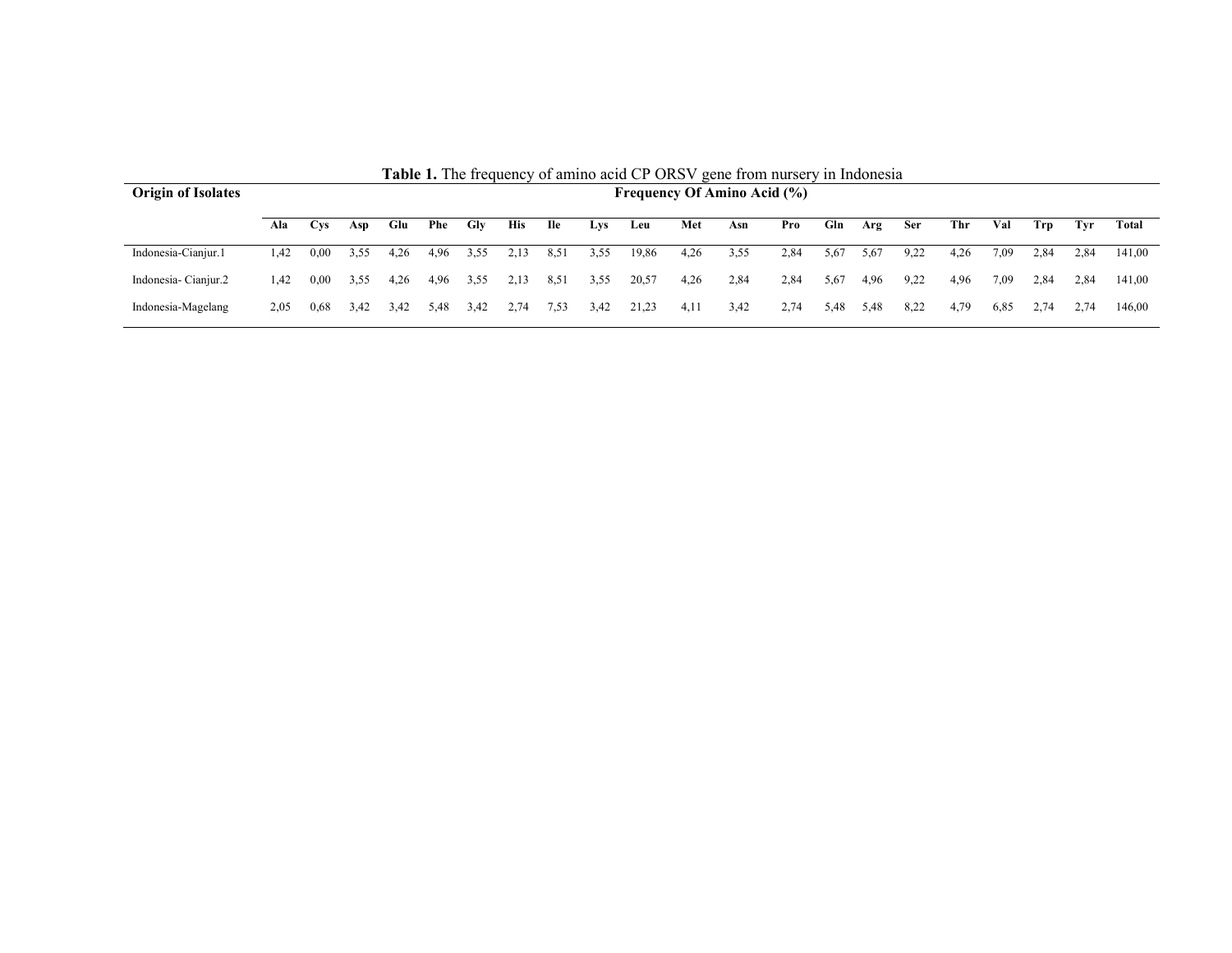**Table 1.** The frequency of amino acid CP ORSV gene from nursery in Indonesia

| Origin of Isolates | Frequency Of Amino Acid (%) | | | | | | | | | | | | | | | | | | | | |
|---|---|---|---|---|---|---|---|---|---|---|---|---|---|---|---|---|---|---|---|---|---|
| | Ala | Cys | Asp | Glu | Phe | Gly | His | Ile | Lys | Leu | Met | Asn | Pro | Gln | Arg | Ser | Thr | Val | Trp | Tyr | Total |
| Indonesia-Cianjur.1 | 1,42 | 0,00 | 3,55 | 4,26 | 4,96 | 3,55 | 2,13 | 8,51 | 3,55 | 19,86 | 4,26 | 3,55 | 2,84 | 5,67 | 5,67 | 9,22 | 4,26 | 7,09 | 2,84 | 2,84 | 141,00 |
| Indonesia- Cianjur.2 | 1,42 | 0,00 | 3,55 | 4,26 | 4,96 | 3,55 | 2,13 | 8,51 | 3,55 | 20,57 | 4,26 | 2,84 | 2,84 | 5,67 | 4,96 | 9,22 | 4,96 | 7,09 | 2,84 | 2,84 | 141,00 |
| Indonesia-Magelang | 2,05 | 0,68 | 3,42 | 3,42 | 5,48 | 3,42 | 2,74 | 7,53 | 3,42 | 21,23 | 4,11 | 3,42 | 2,74 | 5,48 | 5,48 | 8,22 | 4,79 | 6,85 | 2,74 | 2,74 | 146,00 |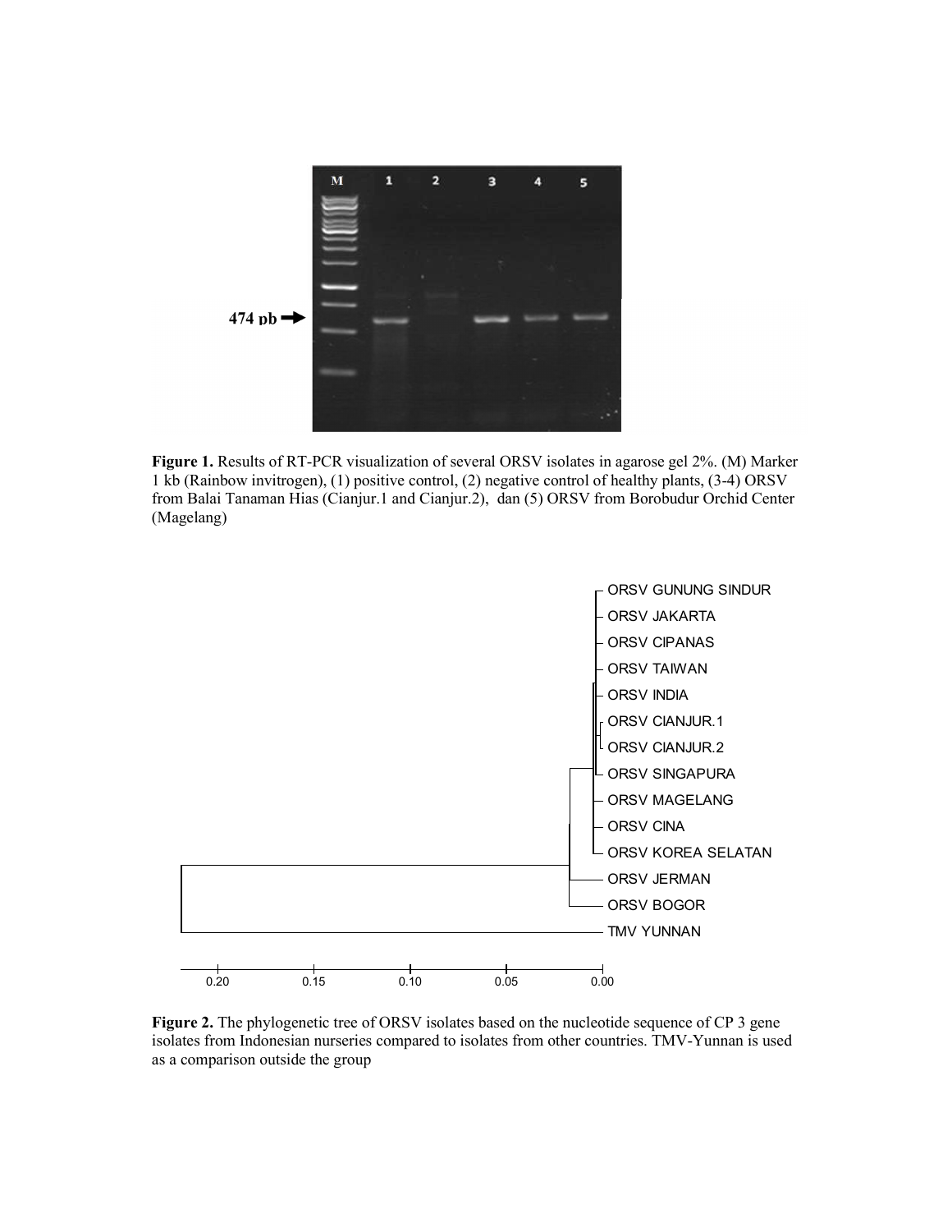M 1 2 3 4 5

474 pb

**Figure 1.** Results of RT-PCR visualization of several ORSV isolates in agarose gel 2%. (M) Marker 1 kb (Rainbow invitrogen), (1) positive control, (2) negative control of healthy plants, (3-4) ORSV from Balai Tanaman Hias (Cianjur.1 and Cianjur.2), dan (5) ORSV from Borobudur Orchid Center (Magelang)

ORSV GUNUNG SINDUR
ORSV JAKARTA
ORSV CIPANAS
ORSV TAIWAN
ORSV INDIA
ORSV CIANJUR.1
ORSV CIANJUR.2
ORSV SINGAPURA
ORSV MAGELANG
ORSV CINA
ORSV KOREA SELATAN
ORSV JERMAN
ORSV BOGOR
TMV YUNNAN

0.20 0.15 0.10 0.05 0.00

**Figure 2.** The phylogenetic tree of ORSV isolates based on the nucleotide sequence of CP 3 gene isolates from Indonesian nurseries compared to isolates from other countries. TMV-Yunnan is used as a comparison outside the group